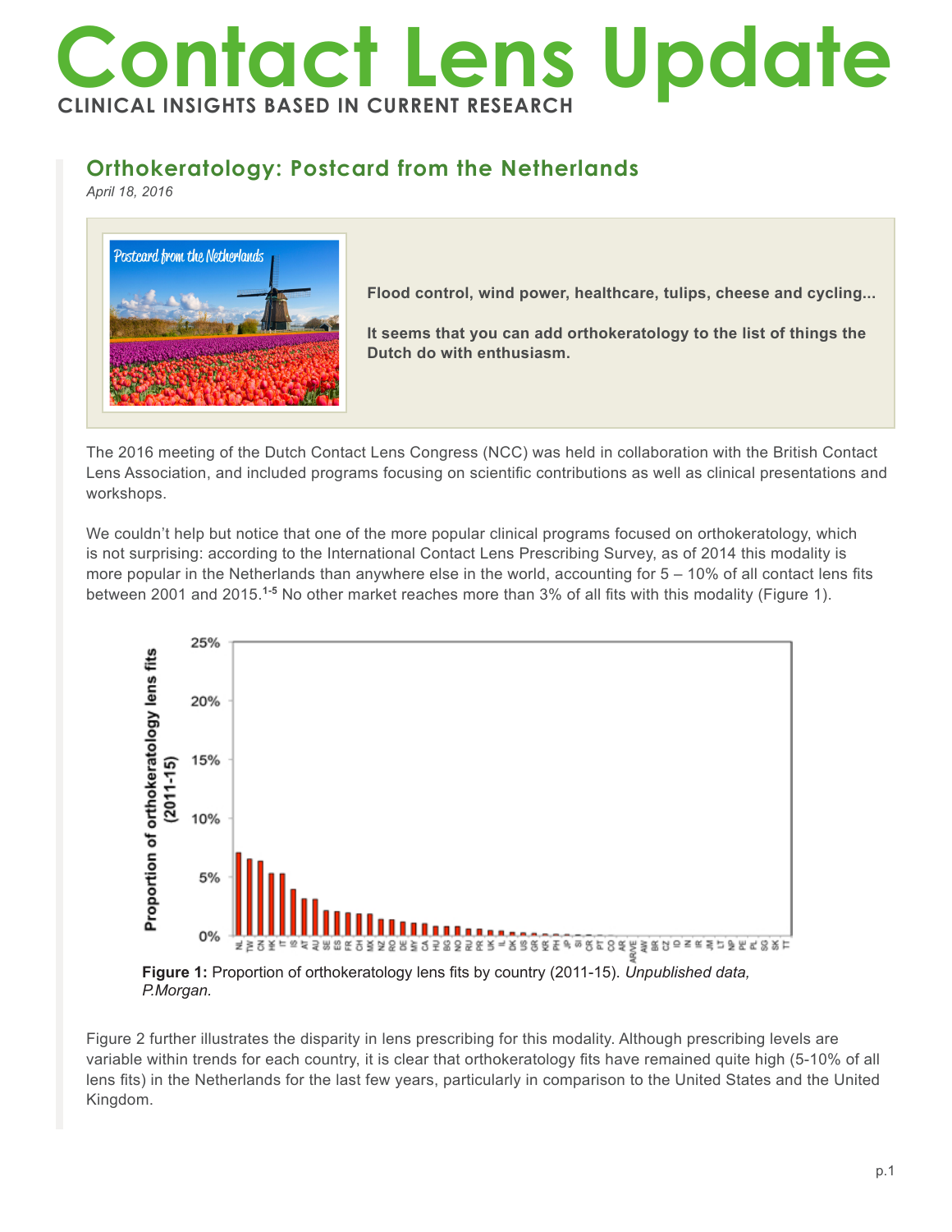# Contact Lens Update

**CLINICAL INSIGHTS BASED IN CURRENT RESEARCH**

## Orthokeratology: Postcard from the Netherlands

*April 18, 2016*

Postcard from the Netherlands

**Flood control, wind power, healthcare, tulips, cheese and cycling...**

**It seems that you can add orthokeratology to the list of things the Dutch do with enthusiasm.**

The 2016 meeting of the Dutch Contact Lens Congress (NCC) was held in collaboration with the British Contact Lens Association, and included programs focusing on scientific contributions as well as clinical presentations and workshops.

We couldn't help but notice that one of the more popular clinical programs focused on orthokeratology, which is not surprising: according to the International Contact Lens Prescribing Survey, as of 2014 this modality is more popular in the Netherlands than anywhere else in the world, accounting for 5 – 10% of all contact lens fits between 2001 and 2015.[1-5] No other market reaches more than 3% of all fits with this modality (Figure 1).

Proportion of orthokeratology lens fits (2011-15)

25%
20%
15%
10%
5%
0%

NL TW CN HK IT IS AT AU SE ES FR CH MX NZ RO DE MY CA HU BG NO RU PR UK IL DK US GR KR PH JP SI CR PT CO AR ARVE AW BR CZ ID IN IR JM LT NP PE PL SG SK TT

**Figure 1:** Proportion of orthokeratology lens fits by country (2011-15). *Unpublished data, P.Morgan.*

Figure 2 further illustrates the disparity in lens prescribing for this modality. Although prescribing levels are variable within trends for each country, it is clear that orthokeratology fits have remained quite high (5-10% of all lens fits) in the Netherlands for the last few years, particularly in comparison to the United States and the United Kingdom.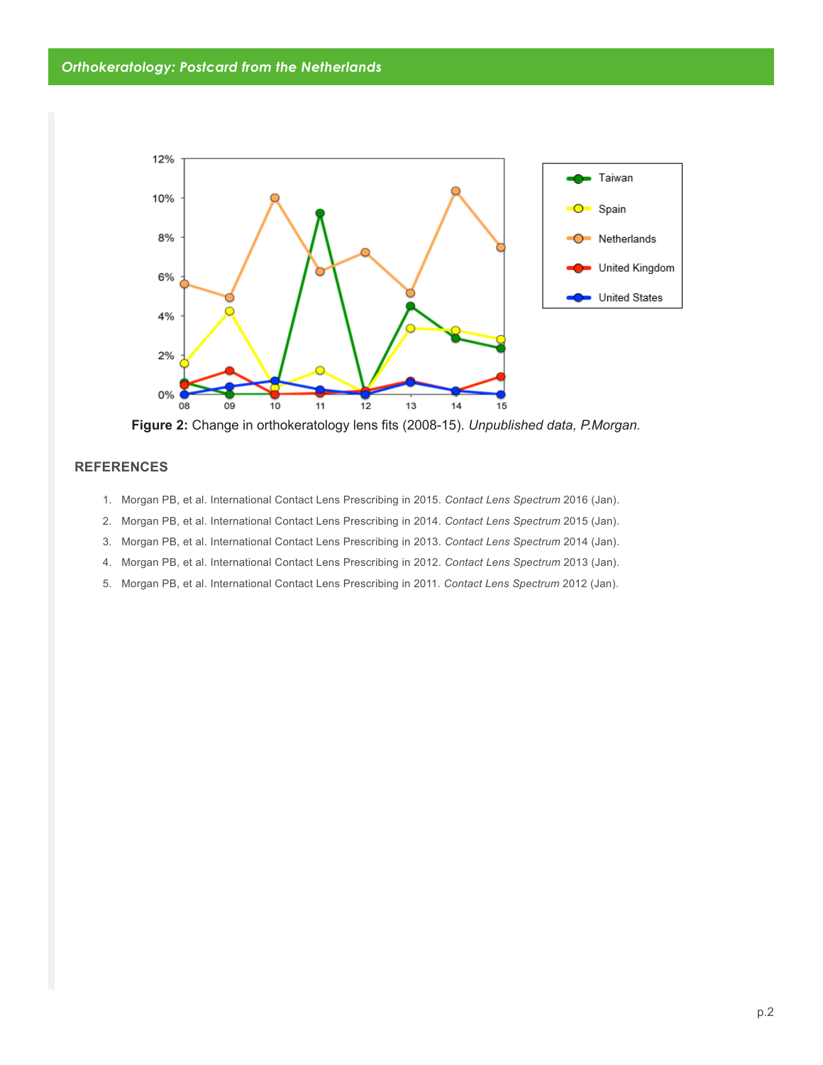12%
10%
8%
6%
4%
2%
0%

08 09 10 11 12 13 14 15

Taiwan
Spain
Netherlands
United Kingdom
United States

**Figure 2:** Change in orthokeratology lens fits (2008-15). *Unpublished data, P.Morgan.*

## REFERENCES

1. Morgan PB, et al. International Contact Lens Prescribing in 2015. *Contact Lens Spectrum* 2016 (Jan).
2. Morgan PB, et al. International Contact Lens Prescribing in 2014. *Contact Lens Spectrum* 2015 (Jan).
3. Morgan PB, et al. International Contact Lens Prescribing in 2013. *Contact Lens Spectrum* 2014 (Jan).
4. Morgan PB, et al. International Contact Lens Prescribing in 2012. *Contact Lens Spectrum* 2013 (Jan).
5. Morgan PB, et al. International Contact Lens Prescribing in 2011. *Contact Lens Spectrum* 2012 (Jan).